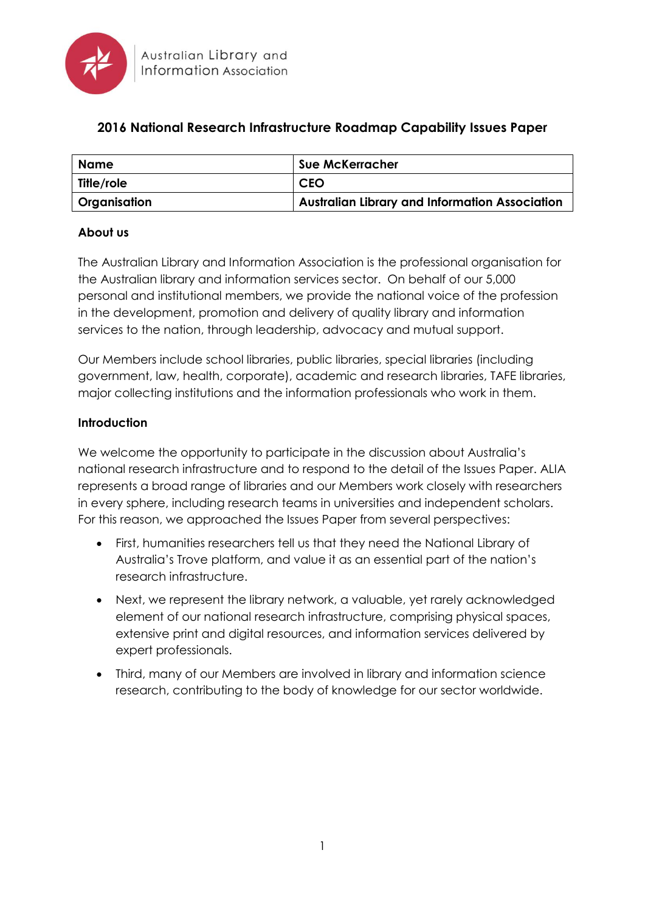Australian Library and Information Association

## 2016 National Research Infrastructure Roadmap Capability Issues Paper

| Name | Sue McKerracher |
|---|---|
| Title/role | CEO |
| Organisation | Australian Library and Information Association |

### About us

The Australian Library and Information Association is the professional organisation for the Australian library and information services sector. On behalf of our 5,000 personal and institutional members, we provide the national voice of the profession in the development, promotion and delivery of quality library and information services to the nation, through leadership, advocacy and mutual support.

Our Members include school libraries, public libraries, special libraries (including government, law, health, corporate), academic and research libraries, TAFE libraries, major collecting institutions and the information professionals who work in them.

### Introduction

We welcome the opportunity to participate in the discussion about Australia's national research infrastructure and to respond to the detail of the Issues Paper. ALIA represents a broad range of libraries and our Members work closely with researchers in every sphere, including research teams in universities and independent scholars. For this reason, we approached the Issues Paper from several perspectives:

- First, humanities researchers tell us that they need the National Library of Australia's Trove platform, and value it as an essential part of the nation's research infrastructure.
- Next, we represent the library network, a valuable, yet rarely acknowledged element of our national research infrastructure, comprising physical spaces, extensive print and digital resources, and information services delivered by expert professionals.
- Third, many of our Members are involved in library and information science research, contributing to the body of knowledge for our sector worldwide.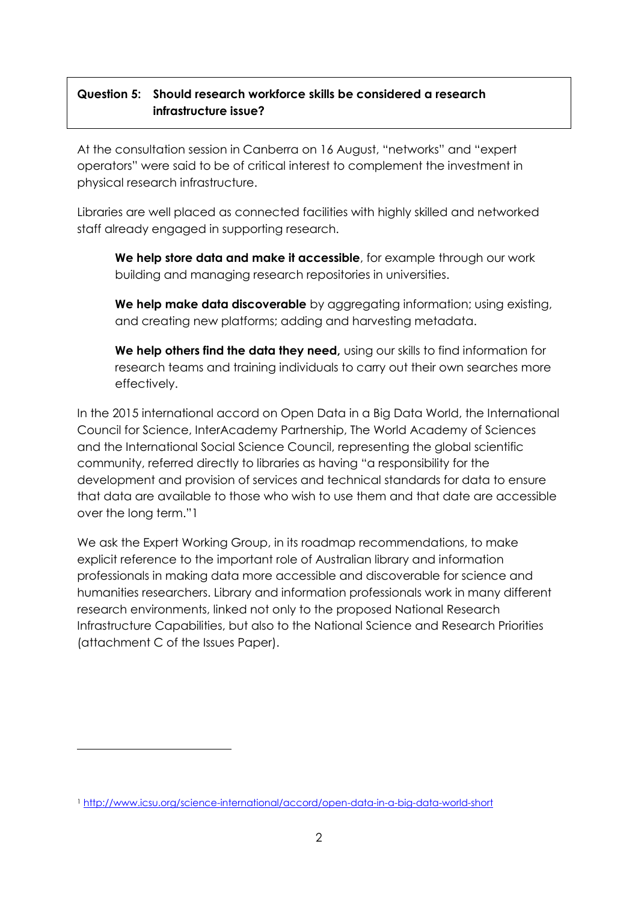**Question 5: Should research workforce skills be considered a research infrastructure issue?**

At the consultation session in Canberra on 16 August, "networks" and "expert operators" were said to be of critical interest to complement the investment in physical research infrastructure.

Libraries are well placed as connected facilities with highly skilled and networked staff already engaged in supporting research.

> **We help store data and make it accessible**, for example through our work building and managing research repositories in universities.
>
> **We help make data discoverable** by aggregating information; using existing, and creating new platforms; adding and harvesting metadata.
>
> **We help others find the data they need,** using our skills to find information for research teams and training individuals to carry out their own searches more effectively.

In the 2015 international accord on Open Data in a Big Data World, the International Council for Science, InterAcademy Partnership, The World Academy of Sciences and the International Social Science Council, representing the global scientific community, referred directly to libraries as having "a responsibility for the development and provision of services and technical standards for data to ensure that data are available to those who wish to use them and that date are accessible over the long term."[1]

We ask the Expert Working Group, in its roadmap recommendations, to make explicit reference to the important role of Australian library and information professionals in making data more accessible and discoverable for science and humanities researchers. Library and information professionals work in many different research environments, linked not only to the proposed National Research Infrastructure Capabilities, but also to the National Science and Research Priorities (attachment C of the Issues Paper).

---

[1] http://www.icsu.org/science-international/accord/open-data-in-a-big-data-world-short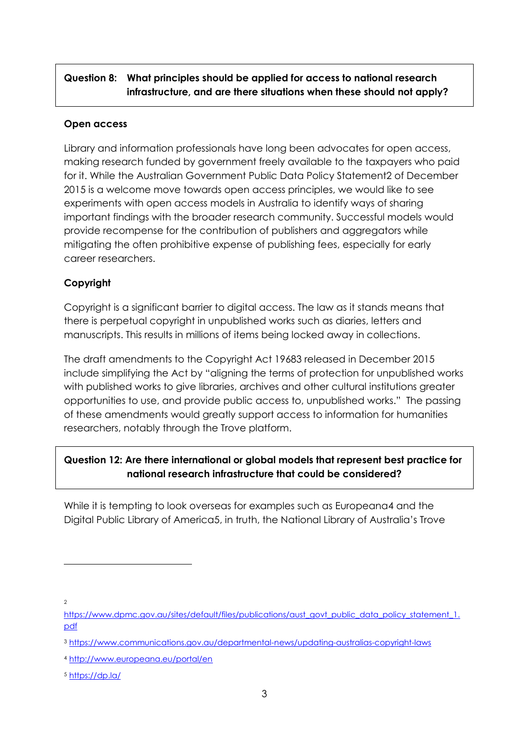**Question 8: What principles should be applied for access to national research infrastructure, and are there situations when these should not apply?**

**Open access**

Library and information professionals have long been advocates for open access, making research funded by government freely available to the taxpayers who paid for it. While the Australian Government Public Data Policy Statement[2] of December 2015 is a welcome move towards open access principles, we would like to see experiments with open access models in Australia to identify ways of sharing important findings with the broader research community. Successful models would provide recompense for the contribution of publishers and aggregators while mitigating the often prohibitive expense of publishing fees, especially for early career researchers.

**Copyright**

Copyright is a significant barrier to digital access. The law as it stands means that there is perpetual copyright in unpublished works such as diaries, letters and manuscripts. This results in millions of items being locked away in collections.

The draft amendments to the Copyright Act 1968[3] released in December 2015 include simplifying the Act by "aligning the terms of protection for unpublished works with published works to give libraries, archives and other cultural institutions greater opportunities to use, and provide public access to, unpublished works." The passing of these amendments would greatly support access to information for humanities researchers, notably through the Trove platform.

**Question 12: Are there international or global models that represent best practice for national research infrastructure that could be considered?**

While it is tempting to look overseas for examples such as Europeana[4] and the Digital Public Library of America[5], in truth, the National Library of Australia's Trove

---

[2] https://www.dpmc.gov.au/sites/default/files/publications/aust_govt_public_data_policy_statement_1.pdf

[3] https://www.communications.gov.au/departmental-news/updating-australias-copyright-laws

[4] http://www.europeana.eu/portal/en

[5] https://dp.la/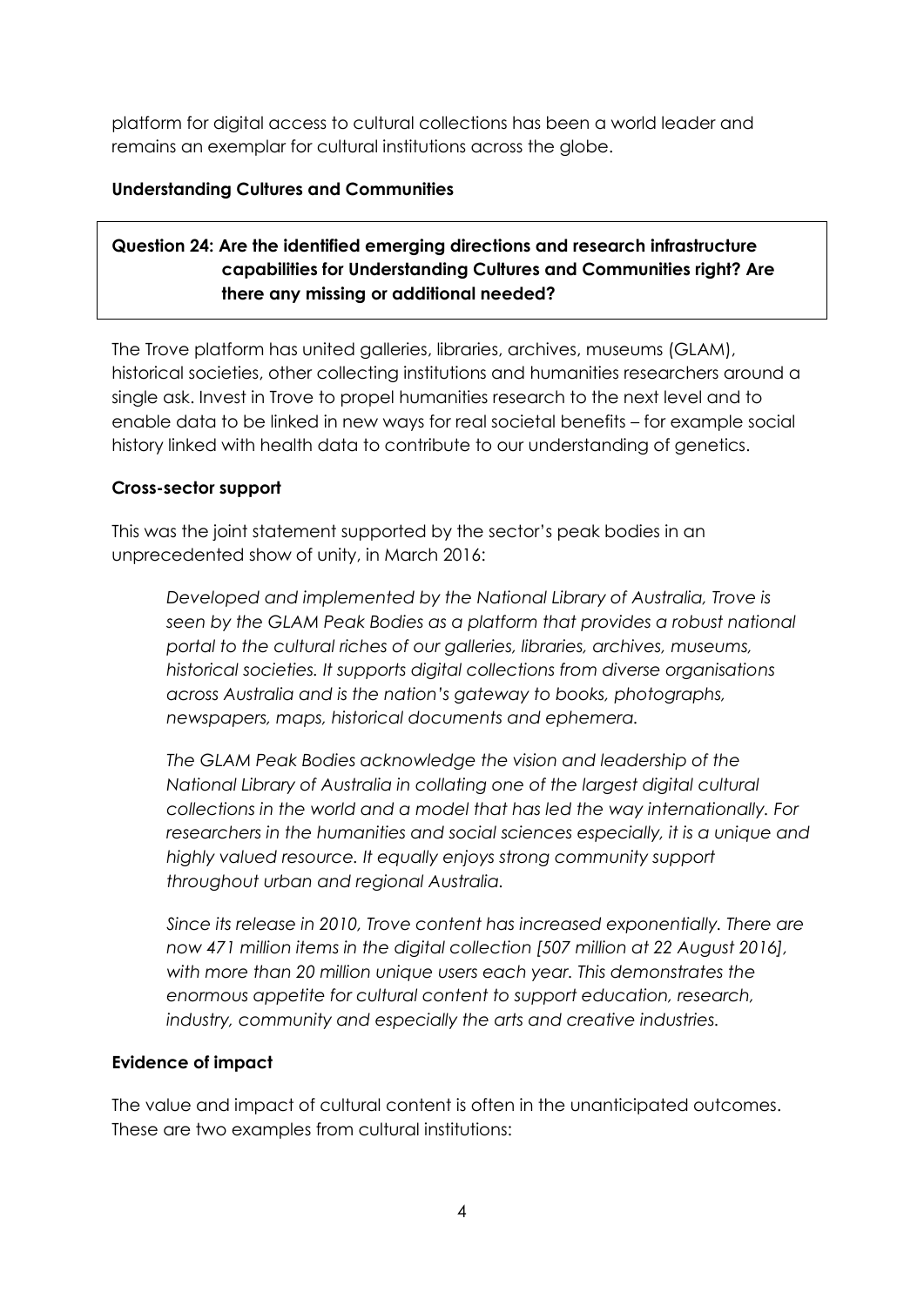platform for digital access to cultural collections has been a world leader and remains an exemplar for cultural institutions across the globe.

**Understanding Cultures and Communities**

> **Question 24: Are the identified emerging directions and research infrastructure capabilities for Understanding Cultures and Communities right? Are there any missing or additional needed?**

The Trove platform has united galleries, libraries, archives, museums (GLAM), historical societies, other collecting institutions and humanities researchers around a single ask. Invest in Trove to propel humanities research to the next level and to enable data to be linked in new ways for real societal benefits – for example social history linked with health data to contribute to our understanding of genetics.

**Cross-sector support**

This was the joint statement supported by the sector's peak bodies in an unprecedented show of unity, in March 2016:

> *Developed and implemented by the National Library of Australia, Trove is seen by the GLAM Peak Bodies as a platform that provides a robust national portal to the cultural riches of our galleries, libraries, archives, museums, historical societies. It supports digital collections from diverse organisations across Australia and is the nation's gateway to books, photographs, newspapers, maps, historical documents and ephemera.*
>
> *The GLAM Peak Bodies acknowledge the vision and leadership of the National Library of Australia in collating one of the largest digital cultural collections in the world and a model that has led the way internationally. For researchers in the humanities and social sciences especially, it is a unique and highly valued resource. It equally enjoys strong community support throughout urban and regional Australia.*
>
> *Since its release in 2010, Trove content has increased exponentially. There are now 471 million items in the digital collection [507 million at 22 August 2016], with more than 20 million unique users each year. This demonstrates the enormous appetite for cultural content to support education, research, industry, community and especially the arts and creative industries.*

**Evidence of impact**

The value and impact of cultural content is often in the unanticipated outcomes. These are two examples from cultural institutions: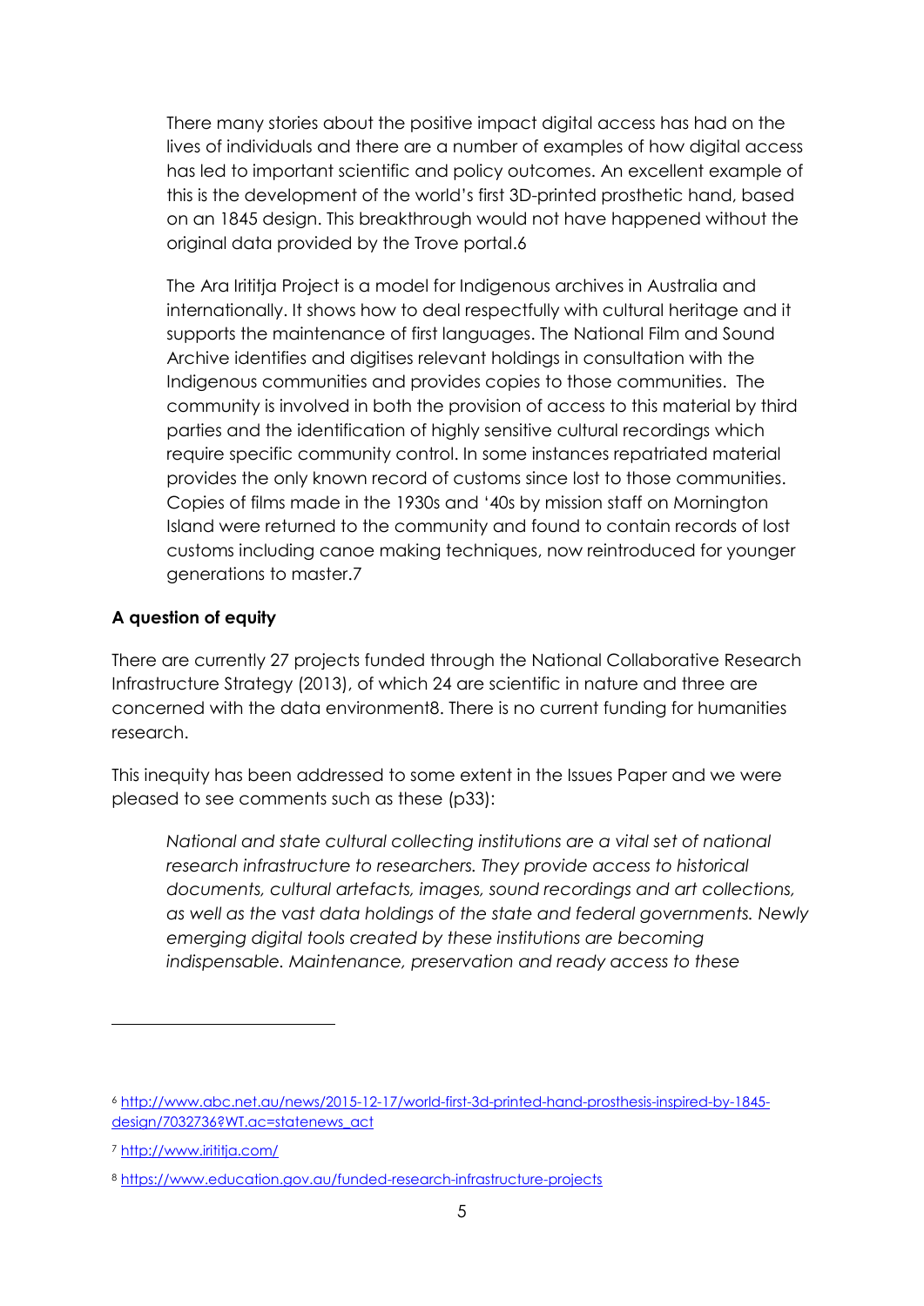There many stories about the positive impact digital access has had on the lives of individuals and there are a number of examples of how digital access has led to important scientific and policy outcomes. An excellent example of this is the development of the world's first 3D-printed prosthetic hand, based on an 1845 design. This breakthrough would not have happened without the original data provided by the Trove portal.[6]

The Ara Irititja Project is a model for Indigenous archives in Australia and internationally. It shows how to deal respectfully with cultural heritage and it supports the maintenance of first languages. The National Film and Sound Archive identifies and digitises relevant holdings in consultation with the Indigenous communities and provides copies to those communities. The community is involved in both the provision of access to this material by third parties and the identification of highly sensitive cultural recordings which require specific community control. In some instances repatriated material provides the only known record of customs since lost to those communities. Copies of films made in the 1930s and '40s by mission staff on Mornington Island were returned to the community and found to contain records of lost customs including canoe making techniques, now reintroduced for younger generations to master.[7]

**A question of equity**

There are currently 27 projects funded through the National Collaborative Research Infrastructure Strategy (2013), of which 24 are scientific in nature and three are concerned with the data environment[8]. There is no current funding for humanities research.

This inequity has been addressed to some extent in the Issues Paper and we were pleased to see comments such as these (p33):

> *National and state cultural collecting institutions are a vital set of national research infrastructure to researchers. They provide access to historical documents, cultural artefacts, images, sound recordings and art collections, as well as the vast data holdings of the state and federal governments. Newly emerging digital tools created by these institutions are becoming indispensable. Maintenance, preservation and ready access to these*

---

[6] http://www.abc.net.au/news/2015-12-17/world-first-3d-printed-hand-prosthesis-inspired-by-1845-design/7032736?WT.ac=statenews_act

[7] http://www.irititja.com/

[8] https://www.education.gov.au/funded-research-infrastructure-projects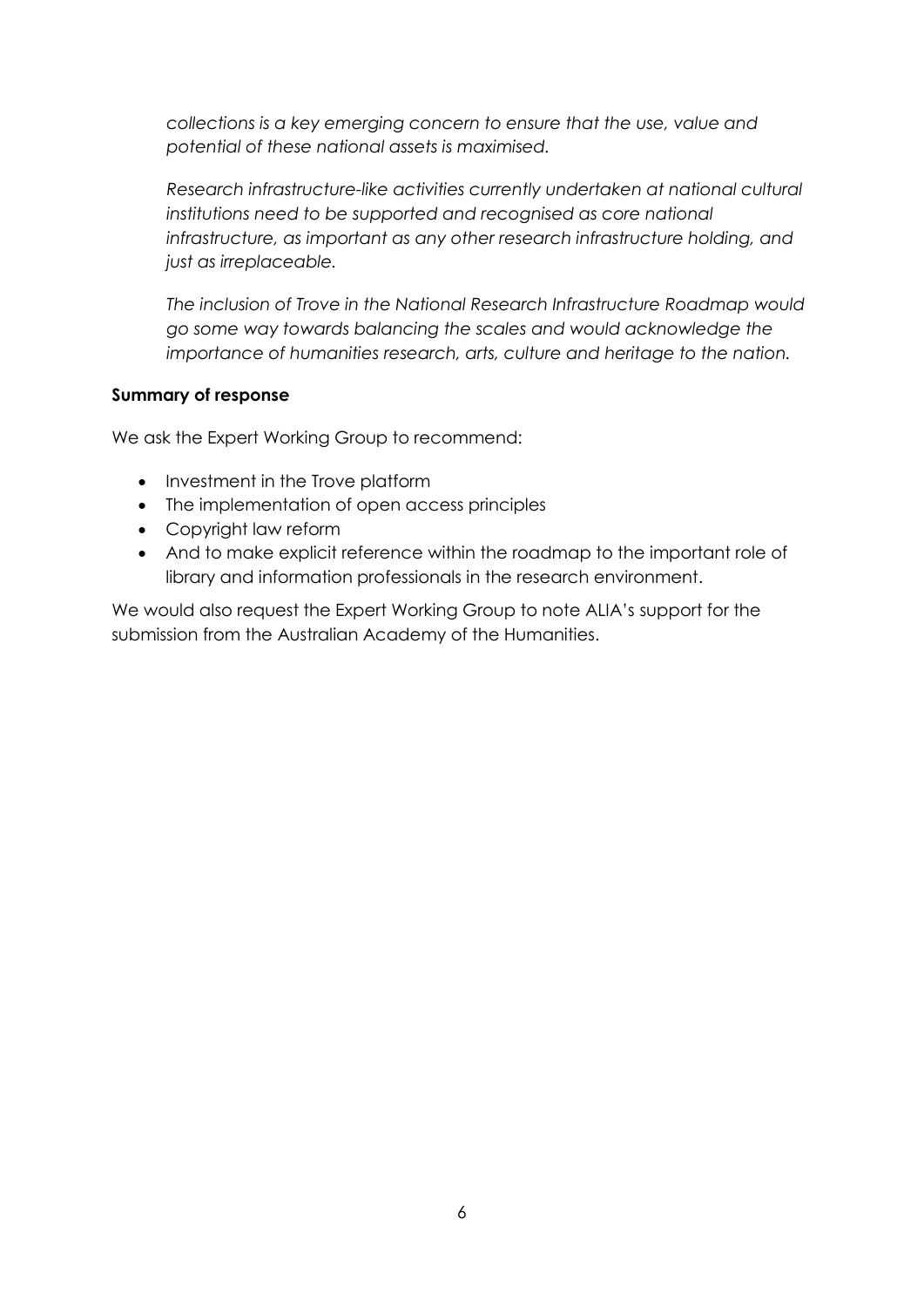*collections is a key emerging concern to ensure that the use, value and potential of these national assets is maximised.*

*Research infrastructure-like activities currently undertaken at national cultural institutions need to be supported and recognised as core national infrastructure, as important as any other research infrastructure holding, and just as irreplaceable.*

*The inclusion of Trove in the National Research Infrastructure Roadmap would go some way towards balancing the scales and would acknowledge the importance of humanities research, arts, culture and heritage to the nation.*

**Summary of response**

We ask the Expert Working Group to recommend:

- Investment in the Trove platform
- The implementation of open access principles
- Copyright law reform
- And to make explicit reference within the roadmap to the important role of library and information professionals in the research environment.

We would also request the Expert Working Group to note ALIA's support for the submission from the Australian Academy of the Humanities.